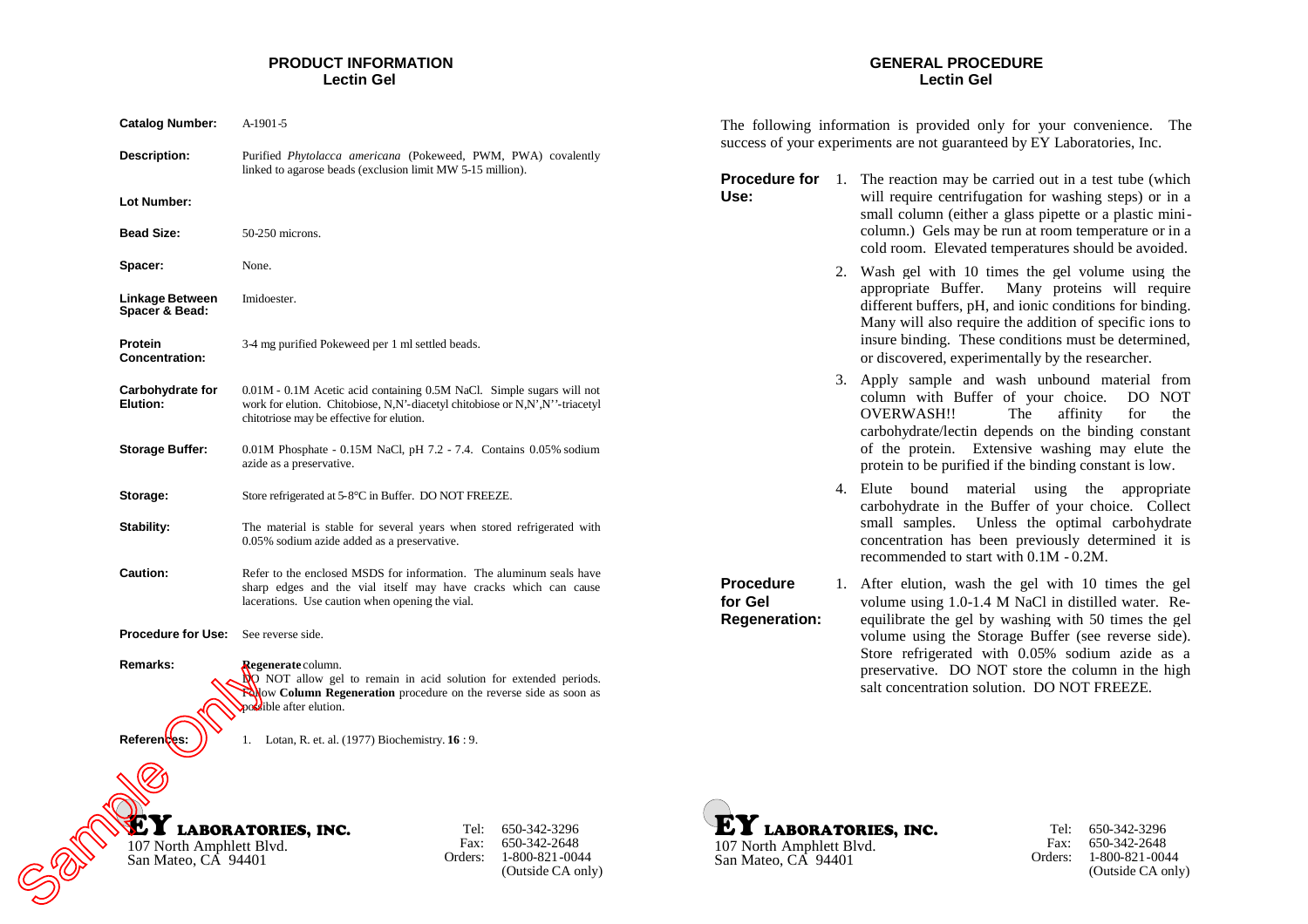## PRODUCT INFORMATION
### Lectin Gel

| | |
|---|---|
| **Catalog Number:** | A-1901-5 |
| **Description:** | Purified *Phytolacca americana* (Pokeweed, PWM, PWA) covalently linked to agarose beads (exclusion limit MW 5-15 million). |
| **Lot Number:** | |
| **Bead Size:** | 50-250 microns. |
| **Spacer:** | None. |
| **Linkage Between Spacer & Bead:** | Imidoester. |
| **Protein Concentration:** | 3-4 mg purified Pokeweed per 1 ml settled beads. |
| **Carbohydrate for Elution:** | 0.01M - 0.1M Acetic acid containing 0.5M NaCl. Simple sugars will not work for elution. Chitobiose, N,N'-diacetyl chitobiose or N,N',N''-triacetyl chitotriose may be effective for elution. |
| **Storage Buffer:** | 0.01M Phosphate - 0.15M NaCl, pH 7.2 - 7.4. Contains 0.05% sodium azide as a preservative. |
| **Storage:** | Store refrigerated at 5-8°C in Buffer. DO NOT FREEZE. |
| **Stability:** | The material is stable for several years when stored refrigerated with 0.05% sodium azide added as a preservative. |
| **Caution:** | Refer to the enclosed MSDS for information. The aluminum seals have sharp edges and the vial itself may have cracks which can cause lacerations. Use caution when opening the vial. |
| **Procedure for Use:** | See reverse side. |
| **Remarks:** | **Regenerate** column. DO NOT allow gel to remain in acid solution for extended periods. Follow **Column Regeneration** procedure on the reverse side as soon as possible after elution. |
| **References:** | 1. Lotan, R. et. al. (1977) Biochemistry. **16** : 9. |

Sample Only

**EY LABORATORIES, INC.**
107 North Amphlett Blvd.
San Mateo, CA 94401

Tel: 650-342-3296
Fax: 650-342-2648
Orders: 1-800-821-0044 (Outside CA only)

## GENERAL PROCEDURE
### Lectin Gel

The following information is provided only for your convenience. The success of your experiments are not guaranteed by EY Laboratories, Inc.

**Procedure for Use:**

1. The reaction may be carried out in a test tube (which will require centrifugation for washing steps) or in a small column (either a glass pipette or a plastic mini-column.) Gels may be run at room temperature or in a cold room. Elevated temperatures should be avoided.
2. Wash gel with 10 times the gel volume using the appropriate Buffer. Many proteins will require different buffers, pH, and ionic conditions for binding. Many will also require the addition of specific ions to insure binding. These conditions must be determined, or discovered, experimentally by the researcher.
3. Apply sample and wash unbound material from column with Buffer of your choice. DO NOT OVERWASH!! The affinity for the carbohydrate/lectin depends on the binding constant of the protein. Extensive washing may elute the protein to be purified if the binding constant is low.
4. Elute bound material using the appropriate carbohydrate in the Buffer of your choice. Collect small samples. Unless the optimal carbohydrate concentration has been previously determined it is recommended to start with 0.1M - 0.2M.

**Procedure for Gel Regeneration:**

1. After elution, wash the gel with 10 times the gel volume using 1.0-1.4 M NaCl in distilled water. Re-equilibrate the gel by washing with 50 times the gel volume using the Storage Buffer (see reverse side). Store refrigerated with 0.05% sodium azide as a preservative. DO NOT store the column in the high salt concentration solution. DO NOT FREEZE.

**EY LABORATORIES, INC.**
107 North Amphlett Blvd.
San Mateo, CA 94401

Tel: 650-342-3296
Fax: 650-342-2648
Orders: 1-800-821-0044 (Outside CA only)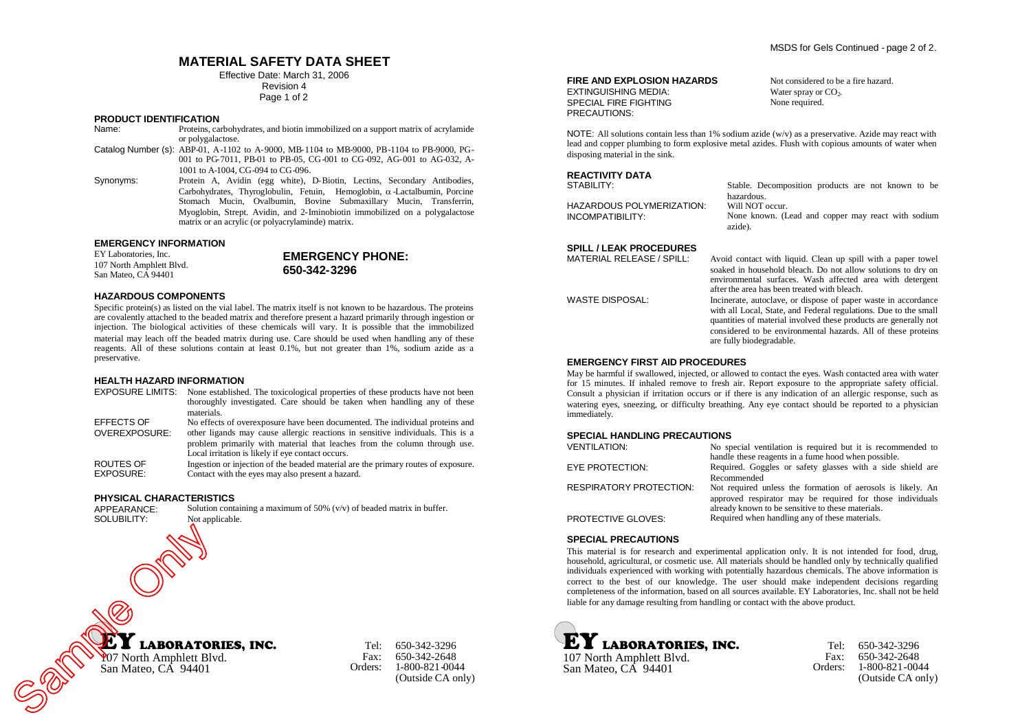# MATERIAL SAFETY DATA SHEET

Effective Date: March 31, 2006
Revision 4

## PRODUCT IDENTIFICATION

Name: Proteins, carbohydrates, and biotin immobilized on a support matrix of acrylamide or polygalactose.

Catalog Number (s): ABP-01, A-1102 to A-9000, MB-1104 to MB-9000, PB-1104 to PB-9000, PG-001 to PG-7011, PB-01 to PB-05, CG-001 to CG-092, AG-001 to AG-032, A-1001 to A-1004, CG-094 to CG-096.

Synonyms: Protein A, Avidin (egg white), D-Biotin, Lectins, Secondary Antibodies, Carbohydrates, Thyroglobulin, Fetuin, Hemoglobin, $\alpha$-Lactalbumin, Porcine Stomach Mucin, Ovalbumin, Bovine Submaxillary Mucin, Transferrin, Myoglobin, Strept. Avidin, and 2-Iminobiotin immobilized on a polygalactose matrix or an acrylic (or polyacrylaminde) matrix.

## EMERGENCY INFORMATION

EY Laboratories, Inc.
107 North Amphlett Blvd.
San Mateo, CA 94401

**EMERGENCY PHONE: 650-342-3296**

## HAZARDOUS COMPONENTS

Specific protein(s) as listed on the vial label. The matrix itself is not known to be hazardous. The proteins are covalently attached to the beaded matrix and therefore present a hazard primarily through ingestion or injection. The biological activities of these chemicals will vary. It is possible that the immobilized material may leach off the beaded matrix during use. Care should be used when handling any of these reagents. All of these solutions contain at least 0.1%, but not greater than 1%, sodium azide as a preservative.

## HEALTH HAZARD INFORMATION

EXPOSURE LIMITS: None established. The toxicological properties of these products have not been thoroughly investigated. Care should be taken when handling any of these materials.

EFFECTS OF OVEREXPOSURE: No effects of overexposure have been documented. The individual proteins and other ligands may cause allergic reactions in sensitive individuals. This is a problem primarily with material that leaches from the column through use. Local irritation is likely if eye contact occurs.

ROUTES OF EXPOSURE: Ingestion or injection of the beaded material are the primary routes of exposure. Contact with the eyes may also present a hazard.

## PHYSICAL CHARACTERISTICS

APPEARANCE: Solution containing a maximum of 50% (v/v) of beaded matrix in buffer.
SOLUBILITY: Not applicable.

Sample Only

**EY LABORATORIES, INC.**
107 North Amphlett Blvd.
San Mateo, CA 94401

Tel: 650-342-3296
Fax: 650-342-2648
Orders: 1-800-821-0044 (Outside CA only)

## FIRE AND EXPLOSION HAZARDS

Not considered to be a fire hazard.

EXTINGUISHING MEDIA: Water spray or $CO_2$.
SPECIAL FIRE FIGHTING PRECAUTIONS: None required.

NOTE: All solutions contain less than 1% sodium azide (w/v) as a preservative. Azide may react with lead and copper plumbing to form explosive metal azides. Flush with copious amounts of water when disposing material in the sink.

## REACTIVITY DATA

STABILITY: Stable. Decomposition products are not known to be hazardous.
HAZARDOUS POLYMERIZATION: Will NOT occur.
INCOMPATIBILITY: None known. (Lead and copper may react with sodium azide).

## SPILL / LEAK PROCEDURES

MATERIAL RELEASE / SPILL: Avoid contact with liquid. Clean up spill with a paper towel soaked in household bleach. Do not allow solutions to dry on environmental surfaces. Wash affected area with detergent after the area has been treated with bleach.

WASTE DISPOSAL: Incinerate, autoclave, or dispose of paper waste in accordance with all Local, State, and Federal regulations. Due to the small quantities of material involved these products are generally not considered to be environmental hazards. All of these proteins are fully biodegradable.

## EMERGENCY FIRST AID PROCEDURES

May be harmful if swallowed, injected, or allowed to contact the eyes. Wash contacted area with water for 15 minutes. If inhaled remove to fresh air. Report exposure to the appropriate safety official. Consult a physician if irritation occurs or if there is any indication of an allergic response, such as watering eyes, sneezing, or difficulty breathing. Any eye contact should be reported to a physician immediately.

## SPECIAL HANDLING PRECAUTIONS

VENTILATION: No special ventilation is required but it is recommended to handle these reagents in a fume hood when possible.

EYE PROTECTION: Required. Goggles or safety glasses with a side shield are Recommended

RESPIRATORY PROTECTION: Not required unless the formation of aerosols is likely. An approved respirator may be required for those individuals already known to be sensitive to these materials.

PROTECTIVE GLOVES: Required when handling any of these materials.

## SPECIAL PRECAUTIONS

This material is for research and experimental application only. It is not intended for food, drug, household, agricultural, or cosmetic use. All materials should be handled only by technically qualified individuals experienced with working with potentially hazardous chemicals. The above information is correct to the best of our knowledge. The user should make independent decisions regarding completeness of the information, based on all sources available. EY Laboratories, Inc. shall not be held liable for any damage resulting from handling or contact with the above product.

**EY LABORATORIES, INC.**
107 North Amphlett Blvd.
San Mateo, CA 94401

Tel: 650-342-3296
Fax: 650-342-2648
Orders: 1-800-821-0044 (Outside CA only)